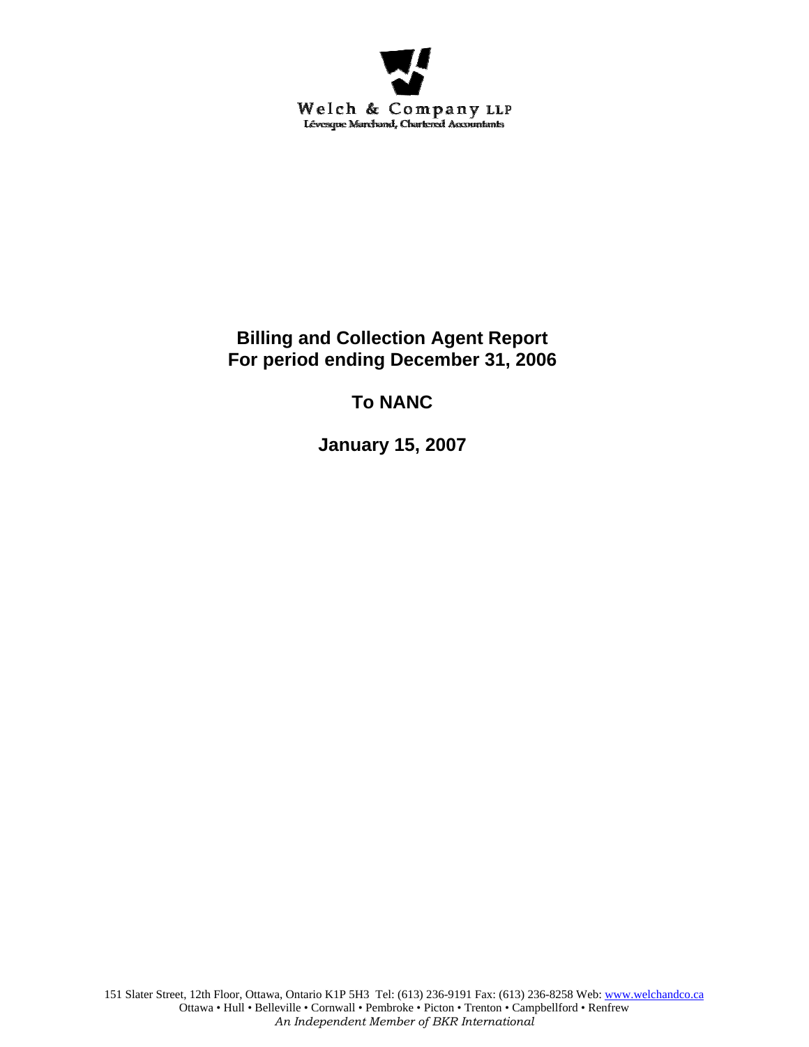Welch & Company LLP

Lévesque Marchand, Chartered Accountants

# Billing and Collection Agent Report
# For period ending December 31, 2006

## To NANC

## January 15, 2007

151 Slater Street, 12th Floor, Ottawa, Ontario K1P 5H3 Tel: (613) 236-9191 Fax: (613) 236-8258 Web: www.welchandco.ca
Ottawa • Hull • Belleville • Cornwall • Pembroke • Picton • Trenton • Campbellford • Renfrew
*An Independent Member of BKR International*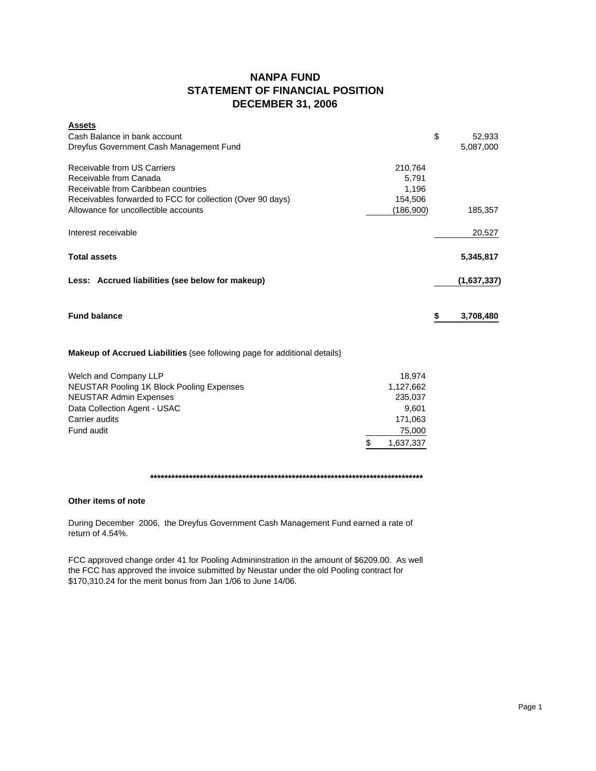# NANPA FUND
## STATEMENT OF FINANCIAL POSITION
## DECEMBER 31, 2006

| **Assets** | | |
|---|---|---|
| Cash Balance in bank account | | $ 52,933 |
| Dreyfus Government Cash Management Fund | | 5,087,000 |
| | | |
| Receivable from US Carriers | 210,764 | |
| Receivable from Canada | 5,791 | |
| Receivable from Caribbean countries | 1,196 | |
| Receivables forwarded to FCC for collection (Over 90 days) | 154,506 | |
| Allowance for uncollectible accounts | (186,900) | 185,357 |
| | | |
| Interest receivable | | 20,527 |
| | | |
| **Total assets** | | **5,345,817** |
| | | |
| **Less: Accrued liabilities (see below for makeup)** | | **(1,637,337)** |
| | | |
| **Fund balance** | | **$ 3,708,480** |

**Makeup of Accrued Liabilities** (see following page for additional details)

| | |
|---|---|
| Welch and Company LLP | 18,974 |
| NEUSTAR Pooling 1K Block Pooling Expenses | 1,127,662 |
| NEUSTAR Admin Expenses | 235,037 |
| Data Collection Agent - USAC | 9,601 |
| Carrier audits | 171,063 |
| Fund audit | 75,000 |
| | $ 1,637,337 |

************************************************************************************

**Other items of note**

During December 2006, the Dreyfus Government Cash Management Fund earned a rate of return of 4.54%.

FCC approved change order 41 for Pooling Admininstration in the amount of $6209.00. As well the FCC has approved the invoice submitted by Neustar under the old Pooling contract for $170,310.24 for the merit bonus from Jan 1/06 to June 14/06.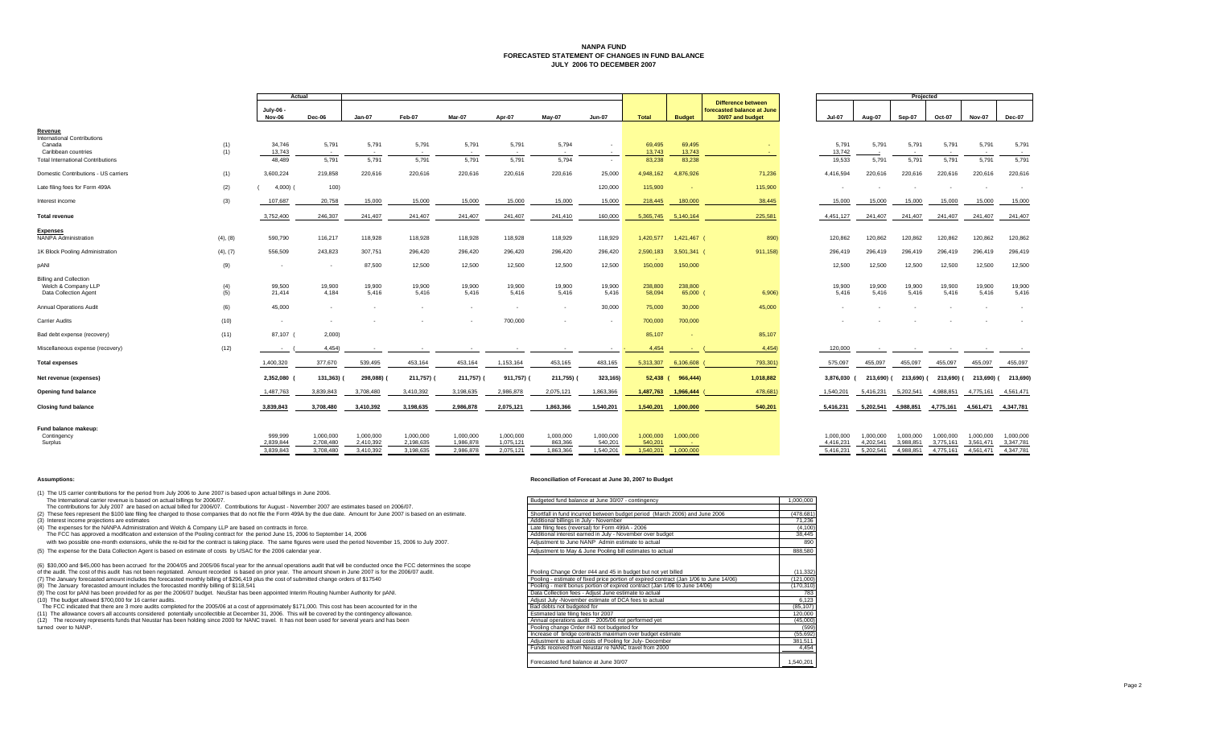# NANPA FUND
## FORECASTED STATEMENT OF CHANGES IN FUND BALANCE
## JULY 2006 TO DECEMBER 2007

| | | Actual | | | | | | | | | | Difference between forecasted balance at June 30/07 and budget | Projected | | | | | |
|---|---|---|---|---|---|---|---|---|---|---|---|---|---|---|---|---|---|---|
| | | July-06 - Nov-06 | Dec-06 | Jan-07 | Feb-07 | Mar-07 | Apr-07 | May-07 | Jun-07 | Total | Budget | | Jul-07 | Aug-07 | Sep-07 | Oct-07 | Nov-07 | Dec-07 |
| **Revenue** | | | | | | | | | | | | | | | | | | |
| International Contributions | | | | | | | | | | | | | | | | | | |
| Canada | (1) | 34,746 | 5,791 | 5,791 | 5,791 | 5,791 | 5,791 | 5,794 | - | 69,495 | 69,495 | - | 5,791 | 5,791 | 5,791 | 5,791 | 5,791 | 5,791 |
| Caribbean countries | (1) | 13,743 | - | - | - | - | - | - | - | 13,743 | 13,743 | - | 13,742 | - | - | - | - | - |
| Total International Contributions | | 48,489 | 5,791 | 5,791 | 5,791 | 5,791 | 5,791 | 5,794 | - | 83,238 | 83,238 | | 19,533 | 5,791 | 5,791 | 5,791 | 5,791 | 5,791 |
| Domestic Contributions - US carriers | (1) | 3,600,224 | 219,858 | 220,616 | 220,616 | 220,616 | 220,616 | 220,616 | 25,000 | 4,948,162 | 4,876,926 | 71,236 | 4,416,594 | 220,616 | 220,616 | 220,616 | 220,616 | 220,616 |
| Late filing fees for Form 499A | (2) | (4,000) | (100) | | | | | | 120,000 | 115,900 | - | 115,900 | - | - | - | - | - | - |
| Interest income | (3) | 107,687 | 20,758 | 15,000 | 15,000 | 15,000 | 15,000 | 15,000 | 15,000 | 218,445 | 180,000 | 38,445 | 15,000 | 15,000 | 15,000 | 15,000 | 15,000 | 15,000 |
| **Total revenue** | | 3,752,400 | 246,307 | 241,407 | 241,407 | 241,407 | 241,407 | 241,410 | 160,000 | 5,365,745 | 5,140,164 | 225,581 | 4,451,127 | 241,407 | 241,407 | 241,407 | 241,407 | 241,407 |
| **Expenses** | | | | | | | | | | | | | | | | | | |
| NANPA Administration | (4), (8) | 590,790 | 116,217 | 118,928 | 118,928 | 118,928 | 118,928 | 118,929 | 118,929 | 1,420,577 | 1,421,467 | (890) | 120,862 | 120,862 | 120,862 | 120,862 | 120,862 | 120,862 |
| 1K Block Pooling Administration | (4), (7) | 556,509 | 243,823 | 307,751 | 296,420 | 296,420 | 296,420 | 296,420 | 296,420 | 2,590,183 | 3,501,341 | (911,158) | 296,419 | 296,419 | 296,419 | 296,419 | 296,419 | 296,419 |
| pANI | (9) | - | - | 87,500 | 12,500 | 12,500 | 12,500 | 12,500 | 12,500 | 150,000 | 150,000 | | 12,500 | 12,500 | 12,500 | 12,500 | 12,500 | 12,500 |
| Billing and Collection | | | | | | | | | | | | | | | | | | |
| Welch & Company LLP | (4) | 99,500 | 19,900 | 19,900 | 19,900 | 19,900 | 19,900 | 19,900 | 19,900 | 238,800 | 238,800 | | 19,900 | 19,900 | 19,900 | 19,900 | 19,900 | 19,900 |
| Data Collection Agent | (5) | 21,414 | 4,184 | 5,416 | 5,416 | 5,416 | 5,416 | 5,416 | 5,416 | 58,094 | 65,000 | (6,906) | 5,416 | 5,416 | 5,416 | 5,416 | 5,416 | 5,416 |
| Annual Operations Audit | (6) | 45,000 | - | - | - | - | - | - | 30,000 | 75,000 | 30,000 | 45,000 | - | - | - | - | - | - |
| Carrier Audits | (10) | - | - | - | - | - | 700,000 | - | - | 700,000 | 700,000 | | - | - | - | - | - | - |
| Bad debt expense (recovery) | (11) | 87,107 | (2,000) | | | | | | | 85,107 | - | 85,107 | | | | | | |
| Miscellaneous expense (recovery) | (12) | - | (4,454) | - | - | - | - | - | - | 4,454 | - | (4,454) | 120,000 | - | - | - | - | - |
| **Total expenses** | | 1,400,320 | 377,670 | 539,495 | 453,164 | 453,164 | 1,153,164 | 453,165 | 483,165 | 5,313,307 | 6,106,608 | (793,301) | 575,097 | 455,097 | 455,097 | 455,097 | 455,097 | 455,097 |
| **Net revenue (expenses)** | | 2,352,080 | (131,363) | (298,088) | (211,757) | (211,757) | (911,757) | (211,755) | (323,165) | 52,438 | (966,444) | 1,018,882 | 3,876,030 | (213,690) | (213,690) | (213,690) | (213,690) | (213,690) |
| **Opening fund balance** | | 1,487,763 | 3,839,843 | 3,708,480 | 3,410,392 | 3,198,635 | 2,986,878 | 2,075,121 | 1,863,366 | 1,487,763 | 1,966,444 | (478,681) | 1,540,201 | 5,416,231 | 5,202,541 | 4,988,851 | 4,775,161 | 4,561,471 |
| **Closing fund balance** | | 3,839,843 | 3,708,480 | 3,410,392 | 3,198,635 | 2,986,878 | 2,075,121 | 1,863,366 | 1,540,201 | 1,540,201 | 1,000,000 | 540,201 | 5,416,231 | 5,202,541 | 4,988,851 | 4,775,161 | 4,561,471 | 4,347,781 |
| **Fund balance makeup:** | | | | | | | | | | | | | | | | | | |
| Contingency | | 999,999 | 1,000,000 | 1,000,000 | 1,000,000 | 1,000,000 | 1,000,000 | 1,000,000 | 1,000,000 | 1,000,000 | 1,000,000 | | 1,000,000 | 1,000,000 | 1,000,000 | 1,000,000 | 1,000,000 | 1,000,000 |
| Surplus | | 2,839,844 | 2,708,480 | 2,410,392 | 2,198,635 | 1,986,878 | 1,075,121 | 863,366 | 540,201 | 540,201 | - | | 4,416,231 | 4,202,541 | 3,988,851 | 3,775,161 | 3,561,471 | 3,347,781 |
| | | 3,839,843 | 3,708,480 | 3,410,392 | 3,198,635 | 2,986,878 | 2,075,121 | 1,863,366 | 1,540,201 | 1,540,201 | 1,000,000 | | 5,416,231 | 5,202,541 | 4,988,851 | 4,775,161 | 4,561,471 | 4,347,781 |

**Assumptions:**

(1) The US carrier contributions for the period from July 2006 to June 2007 is based upon actual billings in June 2006.
The International carrier revenue is based on actual billings for 2006/07.
The contributions for July 2007 are based on actual billed for 2006/07. Contributions for August - November 2007 are estimates based on 2006/07.

(2) These fees represent the $100 late filing fee charged to those companies that do not file the Form 499A by the due date. Amount for June 2007 is based on an estimate.

(3) Interest income projections are estimates

(4) The expenses for the NANPA Administration and Welch & Company LLP are based on contracts in force.
The FCC has approved a modification and extension of the Pooling contract for the period June 15, 2006 to September 14, 2006
with two possible one-month extensions, while the re-bid for the contract is taking place. The same figures were used the period November 15, 2006 to July 2007.

(5) The expense for the Data Collection Agent is based on estimate of costs by USAC for the 2006 calendar year.

(6) $30,000 and $45,000 has been accrued for the 2004/05 and 2005/06 fiscal year for the annual operations audit that will be conducted once the FCC determines the scope of the audit. The cost of this audit has not been negotiated. Amount recorded is based on prior year. The amount shown in June 2007 is for the 2006/07 audit.

(7) The January forecasted amount includes the forecasted monthly billing of $296,419 plus the cost of submitted change orders of $17540

(8) The January forecasted amount includes the forecasted monthly billing of $118,541

(9) The cost for pANI has been provided for as per the 2006/07 budget. NeuStar has been appointed Interim Routing Number Authority for pANI.

(10) The budget allowed $700,000 for 16 carrier audits.
The FCC indicated that there are 3 more audits completed for the 2005/06 at a cost of approximately $171,000. This cost has been accounted for in the

(11) The allowance covers all accounts considered potentially uncollectible at December 31, 2006. This will be covered by the contingency allowance.

(12) The recovery represents funds that Neustar has been holding since 2000 for NANC travel. It has not been used for several years and has been turned over to NANP.

**Reconciliation of Forecast at June 30, 2007 to Budget**

| Item | Amount |
|---|---|
| Budgeted fund balance at June 30/07 - contingency | 1,000,000 |
| | |
| Shortfall in fund incurred between budget period (March 2006) and June 2006 | (478,681) |
| Additional billings in July - November | 71,236 |
| Late filing fees (reversal) for Form 499A - 2006 | (4,100) |
| Additional interest earned in July - November over budget | 38,445 |
| Adjustment to June NANP Admin estimate to actual | 890 |
| Adjustment to May & June Pooling bill estimates to actual | 888,580 |
| | |
| Pooling Change Order #44 and 45 in budget but not yet billed | (11,332) |
| Pooling - estimate of fixed price portion of expired contract (Jan 1/06 to June 14/06) | (121,000) |
| Pooling - merit bonus portion of expired contract (Jan 1/06 to June 14/06) | (170,310) |
| Data Collection fees - Adjust June estimate to actual | 783 |
| Adjust July -November estimate of DCA fees to actual | 6,123 |
| Bad debts not budgeted for | (85,107) |
| Estimated late filing fees for 2007 | 120,000 |
| Annual operations audit - 2005/06 not performed yet | (45,000) |
| Pooling change Order #43 not budgeted for | (599) |
| Increase of bridge contracts maximum over budget estimate | (55,692) |
| Adjustment to actual costs of Pooling for July- December | 381,511 |
| Funds received from Neustar re NANC travel from 2000 | 4,454 |
| | |
| Forecasted fund balance at June 30/07 | 1,540,201 |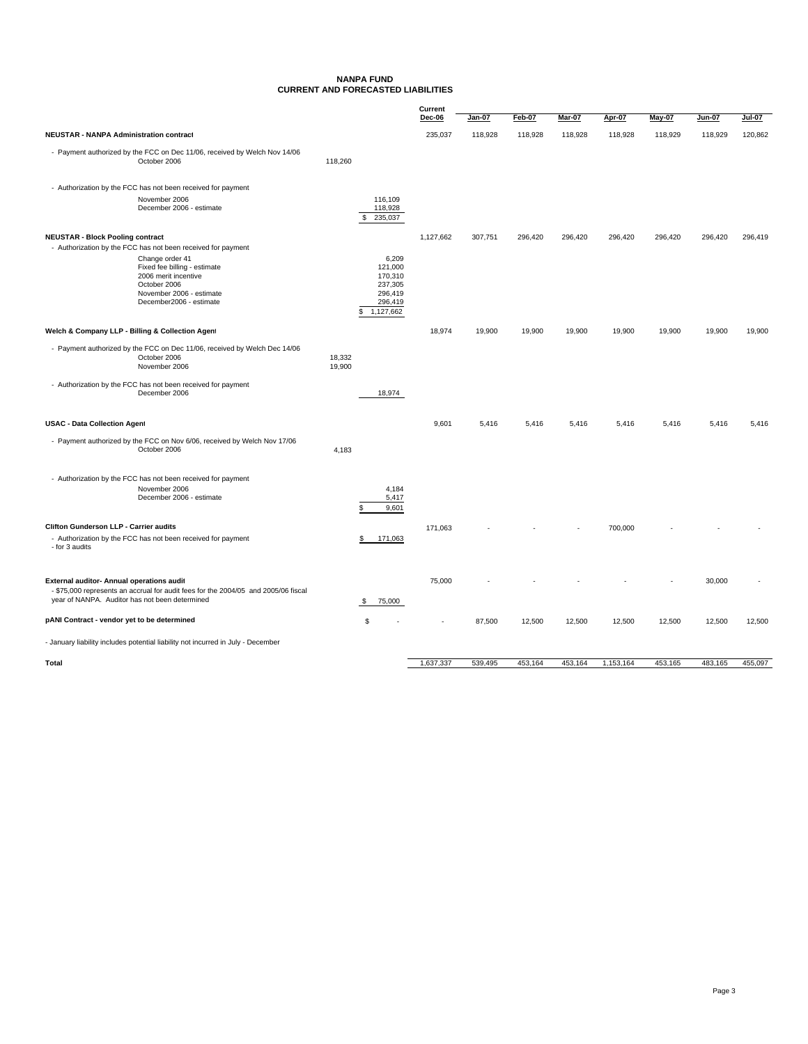# NANPA FUND
## CURRENT AND FORECASTED LIABILITIES

| | | | Current Dec-06 | Jan-07 | Feb-07 | Mar-07 | Apr-07 | May-07 | Jun-07 | Jul-07 |
|---|---|---|---|---|---|---|---|---|---|---|
| **NEUSTAR - NANPA Administration contract** | | | 235,037 | 118,928 | 118,928 | 118,928 | 118,928 | 118,929 | 118,929 | 120,862 |
| - Payment authorized by the FCC on Dec 11/06, received by Welch Nov 14/06 | | | | | | | | | | |
| October 2006 | 118,260 | | | | | | | | | |
| - Authorization by the FCC has not been received for payment | | | | | | | | | | |
| November 2006 | | 116,109 | | | | | | | | |
| December 2006 - estimate | | 118,928 | | | | | | | | |
| | | $ 235,037 | | | | | | | | |
| **NEUSTAR - Block Pooling contract** | | | 1,127,662 | 307,751 | 296,420 | 296,420 | 296,420 | 296,420 | 296,420 | 296,419 |
| - Authorization by the FCC has not been received for payment | | | | | | | | | | |
| Change order 41 | | 6,209 | | | | | | | | |
| Fixed fee billing - estimate | | 121,000 | | | | | | | | |
| 2006 merit incentive | | 170,310 | | | | | | | | |
| October 2006 | | 237,305 | | | | | | | | |
| November 2006 - estimate | | 296,419 | | | | | | | | |
| December2006 - estimate | | 296,419 | | | | | | | | |
| | | $ 1,127,662 | | | | | | | | |
| **Welch & Company LLP - Billing & Collection Agent** | | | 18,974 | 19,900 | 19,900 | 19,900 | 19,900 | 19,900 | 19,900 | 19,900 |
| - Payment authorized by the FCC on Dec 11/06, received by Welch Dec 14/06 | | | | | | | | | | |
| October 2006 | 18,332 | | | | | | | | | |
| November 2006 | 19,900 | | | | | | | | | |
| - Authorization by the FCC has not been received for payment | | | | | | | | | | |
| December 2006 | | 18,974 | | | | | | | | |
| **USAC - Data Collection Agent** | | | 9,601 | 5,416 | 5,416 | 5,416 | 5,416 | 5,416 | 5,416 | 5,416 |
| - Payment authorized by the FCC on Nov 6/06, received by Welch Nov 17/06 | | | | | | | | | | |
| October 2006 | 4,183 | | | | | | | | | |
| - Authorization by the FCC has not been received for payment | | | | | | | | | | |
| November 2006 | | 4,184 | | | | | | | | |
| December 2006 - estimate | | 5,417 | | | | | | | | |
| | | $ 9,601 | | | | | | | | |
| **Clifton Gunderson LLP - Carrier audits** | | | 171,063 | - | - | - | 700,000 | - | - | - |
| - Authorization by the FCC has not been received for payment - for 3 audits | | $ 171,063 | | | | | | | | |
| **External auditor- Annual operations audit** | | | 75,000 | - | - | - | - | - | 30,000 | - |
| - $75,000 represents an accrual for audit fees for the 2004/05 and 2005/06 fiscal year of NANPA. Auditor has not been determined | | $ 75,000 | | | | | | | | |
| **pANI Contract - vendor yet to be determined** | | $ - | - | 87,500 | 12,500 | 12,500 | 12,500 | 12,500 | 12,500 | 12,500 |
| - January liability includes potential liability not incurred in July - December | | | | | | | | | | |
| **Total** | | | 1,637,337 | 539,495 | 453,164 | 453,164 | 1,153,164 | 453,165 | 483,165 | 455,097 |